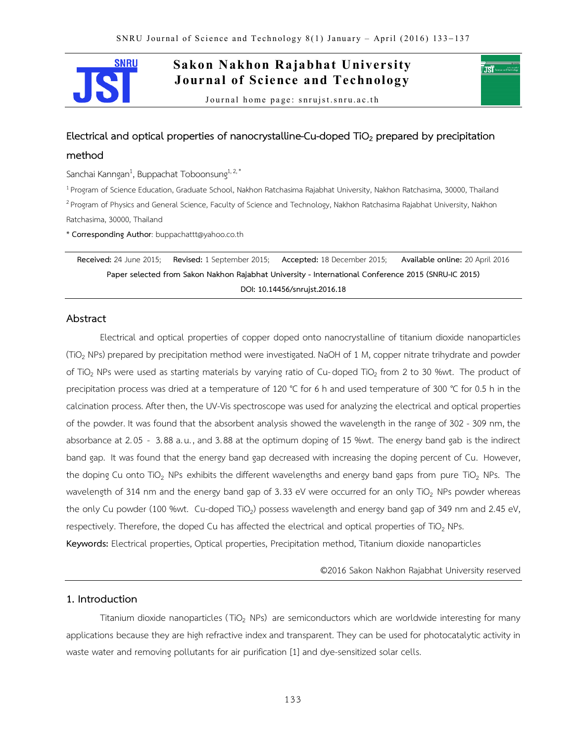# Electrical and optical properties of nanocrystalline-Cu-doped $TiO_2$ prepared by precipitation method

Sanchai Kanngan[1], Buppachat Toboonsung[1, 2, *]

[1] Program of Science Education, Graduate School, Nakhon Ratchasima Rajabhat University, Nakhon Ratchasima, 30000, Thailand

[2] Program of Physics and General Science, Faculty of Science and Technology, Nakhon Ratchasima Rajabhat University, Nakhon Ratchasima, 30000, Thailand

**\* Corresponding Author**: buppachattt@yahoo.co.th

**Received:** 24 June 2015; **Revised:** 1 September 2015; **Accepted:** 18 December 2015; **Available online:** 20 April 2016

**Paper selected from Sakon Nakhon Rajabhat University - International Conference 2015 (SNRU-IC 2015)**

**DOI: 10.14456/snrujst.2016.18**

## Abstract

Electrical and optical properties of copper doped onto nanocrystalline of titanium dioxide nanoparticles ($TiO_2$ NPs) prepared by precipitation method were investigated. NaOH of 1 M, copper nitrate trihydrate and powder of $TiO_2$ NPs were used as starting materials by varying ratio of Cu-doped $TiO_2$ from 2 to 30 %wt. The product of precipitation process was dried at a temperature of 120 °C for 6 h and used temperature of 300 °C for 0.5 h in the calcination process. After then, the UV-Vis spectroscope was used for analyzing the electrical and optical properties of the powder. It was found that the absorbent analysis showed the wavelength in the range of 302 - 309 nm, the absorbance at 2.05 - 3.88 a.u., and 3.88 at the optimum doping of 15 %wt. The energy band gab is the indirect band gap. It was found that the energy band gap decreased with increasing the doping percent of Cu. However, the doping Cu onto $TiO_2$ NPs exhibits the different wavelengths and energy band gaps from pure $TiO_2$ NPs. The wavelength of 314 nm and the energy band gap of 3.33 eV were occurred for an only $TiO_2$ NPs powder whereas the only Cu powder (100 %wt. Cu-doped $TiO_2$) possess wavelength and energy band gap of 349 nm and 2.45 eV, respectively. Therefore, the doped Cu has affected the electrical and optical properties of $TiO_2$ NPs.

**Keywords:** Electrical properties, Optical properties, Precipitation method, Titanium dioxide nanoparticles

©2016 Sakon Nakhon Rajabhat University reserved

## 1. Introduction

Titanium dioxide nanoparticles ($TiO_2$ NPs) are semiconductors which are worldwide interesting for many applications because they are high refractive index and transparent. They can be used for photocatalytic activity in waste water and removing pollutants for air purification [1] and dye-sensitized solar cells.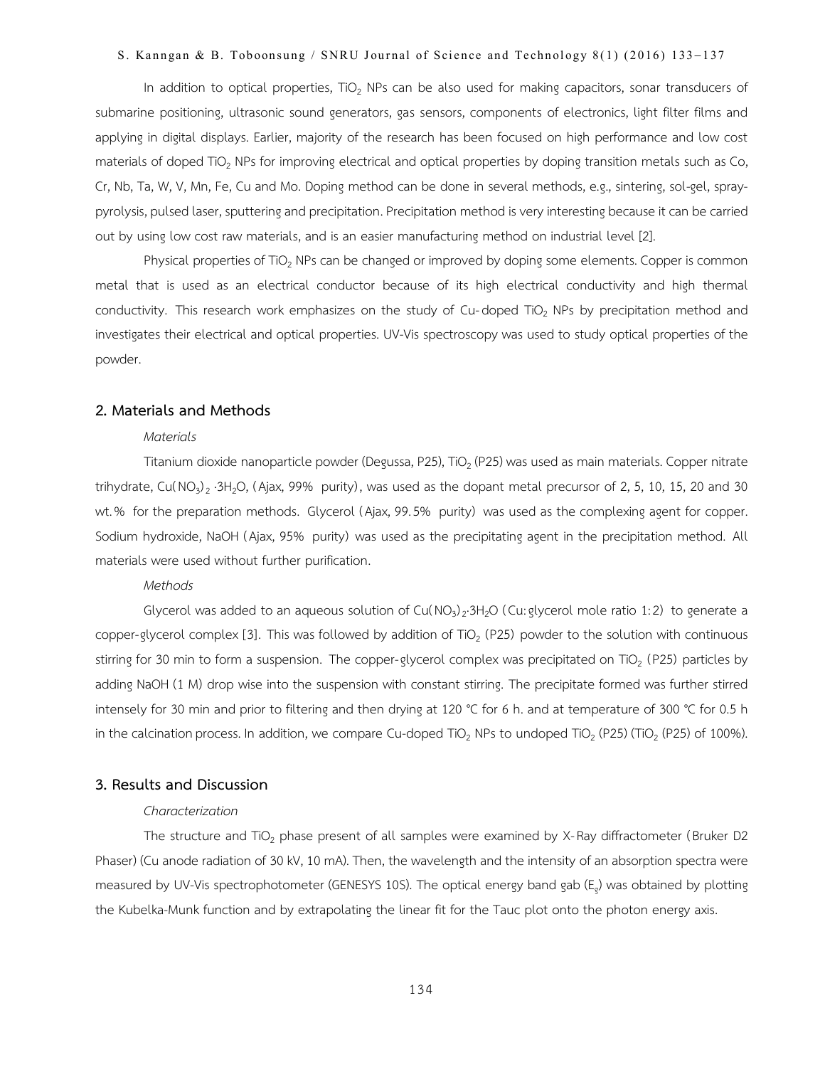In addition to optical properties, $TiO_2$ NPs can be also used for making capacitors, sonar transducers of submarine positioning, ultrasonic sound generators, gas sensors, components of electronics, light filter films and applying in digital displays. Earlier, majority of the research has been focused on high performance and low cost materials of doped $TiO_2$ NPs for improving electrical and optical properties by doping transition metals such as Co, Cr, Nb, Ta, W, V, Mn, Fe, Cu and Mo. Doping method can be done in several methods, e.g., sintering, sol-gel, spray-pyrolysis, pulsed laser, sputtering and precipitation. Precipitation method is very interesting because it can be carried out by using low cost raw materials, and is an easier manufacturing method on industrial level [2].

Physical properties of $TiO_2$ NPs can be changed or improved by doping some elements. Copper is common metal that is used as an electrical conductor because of its high electrical conductivity and high thermal conductivity. This research work emphasizes on the study of Cu-doped $TiO_2$ NPs by precipitation method and investigates their electrical and optical properties. UV-Vis spectroscopy was used to study optical properties of the powder.

## 2. Materials and Methods

*Materials*

Titanium dioxide nanoparticle powder (Degussa, P25), $TiO_2$ (P25) was used as main materials. Copper nitrate trihydrate, $Cu(NO_3)_2 \cdot 3H_2O$, (Ajax, 99% purity), was used as the dopant metal precursor of 2, 5, 10, 15, 20 and 30 wt.% for the preparation methods. Glycerol (Ajax, 99.5% purity) was used as the complexing agent for copper. Sodium hydroxide, NaOH (Ajax, 95% purity) was used as the precipitating agent in the precipitation method. All materials were used without further purification.

*Methods*

Glycerol was added to an aqueous solution of $Cu(NO_3)_2 \cdot 3H_2O$ (Cu:glycerol mole ratio 1:2) to generate a copper-glycerol complex [3]. This was followed by addition of $TiO_2$ (P25) powder to the solution with continuous stirring for 30 min to form a suspension. The copper-glycerol complex was precipitated on $TiO_2$ (P25) particles by adding NaOH (1 M) drop wise into the suspension with constant stirring. The precipitate formed was further stirred intensely for 30 min and prior to filtering and then drying at 120 °C for 6 h. and at temperature of 300 °C for 0.5 h in the calcination process. In addition, we compare Cu-doped $TiO_2$ NPs to undoped $TiO_2$ (P25) ($TiO_2$ (P25) of 100%).

## 3. Results and Discussion

*Characterization*

The structure and $TiO_2$ phase present of all samples were examined by X-Ray diffractometer (Bruker D2 Phaser) (Cu anode radiation of 30 kV, 10 mA). Then, the wavelength and the intensity of an absorption spectra were measured by UV-Vis spectrophotometer (GENESYS 10S). The optical energy band gab ($E_g$) was obtained by plotting the Kubelka-Munk function and by extrapolating the linear fit for the Tauc plot onto the photon energy axis.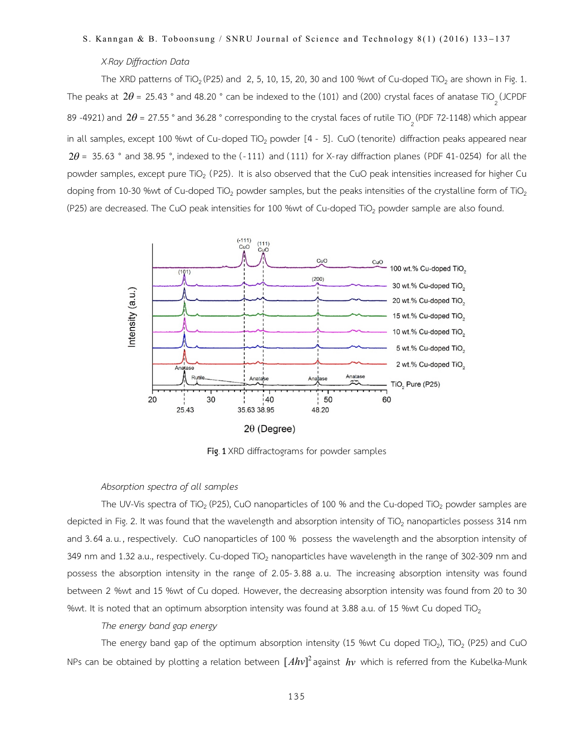*X-Ray Diffraction Data*

The XRD patterns of $TiO_2$ (P25) and 2, 5, 10, 15, 20, 30 and 100 %wt of Cu-doped $TiO_2$ are shown in Fig. 1. The peaks at $2\theta$ = 25.43 ° and 48.20 ° can be indexed to the (101) and (200) crystal faces of anatase $TiO_2$ (JCPDF 89 -4921) and $2\theta$ = 27.55 ° and 36.28 ° corresponding to the crystal faces of rutile $TiO_2$ (PDF 72-1148) which appear in all samples, except 100 %wt of Cu-doped $TiO_2$ powder [4 - 5]. CuO (tenorite) diffraction peaks appeared near $2\theta$ = 35.63 ° and 38.95 °, indexed to the (-111) and (111) for X-ray diffraction planes (PDF 41-0254) for all the powder samples, except pure $TiO_2$ (P25). It is also observed that the CuO peak intensities increased for higher Cu doping from 10-30 %wt of Cu-doped $TiO_2$ powder samples, but the peaks intensities of the crystalline form of $TiO_2$ (P25) are decreased. The CuO peak intensities for 100 %wt of Cu-doped $TiO_2$ powder sample are also found.

**Fig. 1** XRD diffractograms for powder samples

*Absorption spectra of all samples*

The UV-Vis spectra of $TiO_2$ (P25), CuO nanoparticles of 100 % and the Cu-doped $TiO_2$ powder samples are depicted in Fig. 2. It was found that the wavelength and absorption intensity of $TiO_2$ nanoparticles possess 314 nm and 3.64 a.u., respectively. CuO nanoparticles of 100 % possess the wavelength and the absorption intensity of 349 nm and 1.32 a.u., respectively. Cu-doped $TiO_2$ nanoparticles have wavelength in the range of 302-309 nm and possess the absorption intensity in the range of 2.05-3.88 a.u. The increasing absorption intensity was found between 2 %wt and 15 %wt of Cu doped. However, the decreasing absorption intensity was found from 20 to 30 %wt. It is noted that an optimum absorption intensity was found at 3.88 a.u. of 15 %wt Cu doped $TiO_2$

*The energy band gap energy*

The energy band gap of the optimum absorption intensity (15 %wt Cu doped $TiO_2$), $TiO_2$ (P25) and CuO NPs can be obtained by plotting a relation between $[Ah\nu]^2$ against $h\nu$ which is referred from the Kubelka-Munk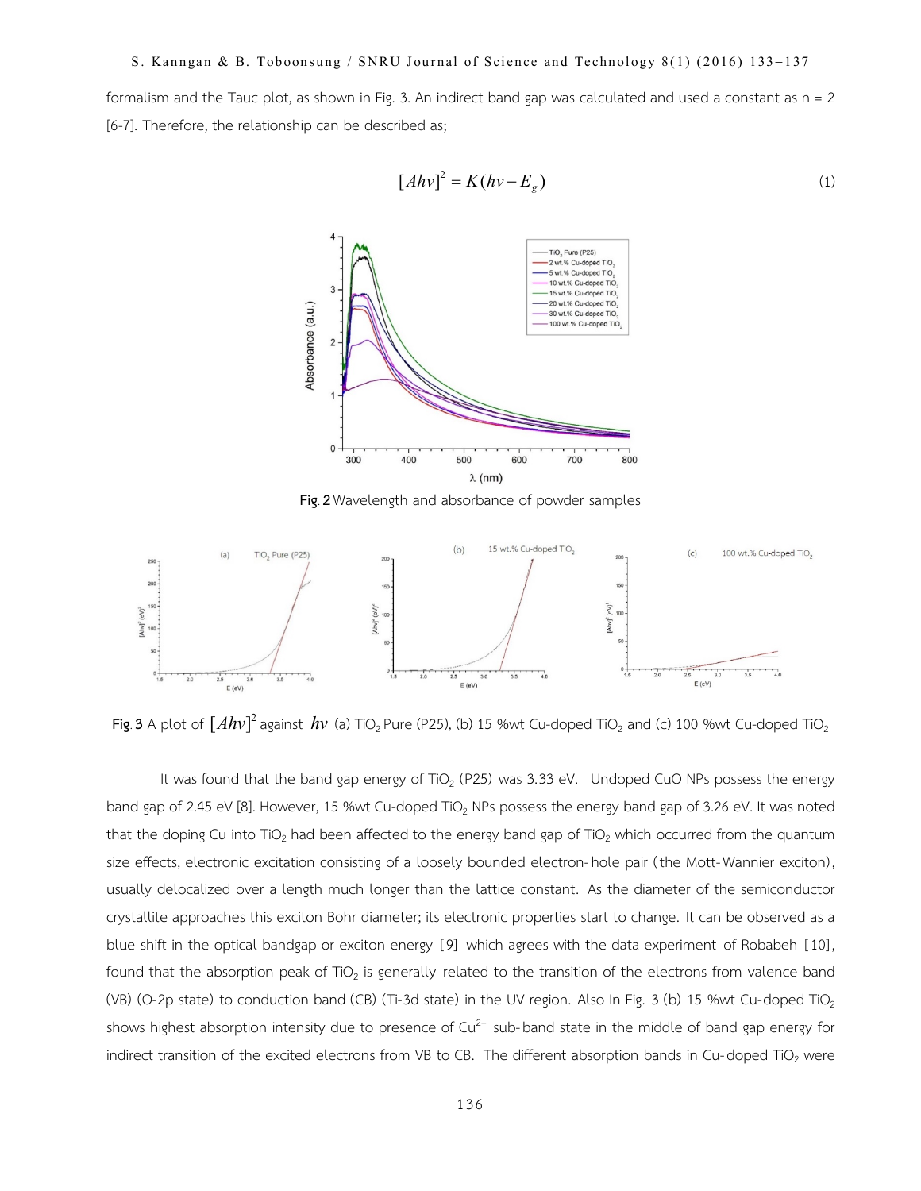formalism and the Tauc plot, as shown in Fig. 3. An indirect band gap was calculated and used a constant as n = 2 [6-7]. Therefore, the relationship can be described as;

$$[Ah\nu]^2 = K(h\nu - E_g) \tag{1}$$

**Fig. 2** Wavelength and absorbance of powder samples

**Fig. 3** A plot of $[Ah\nu]^2$ against $h\nu$ (a) $TiO_2$ Pure (P25), (b) 15 %wt Cu-doped $TiO_2$ and (c) 100 %wt Cu-doped $TiO_2$

It was found that the band gap energy of $TiO_2$ (P25) was 3.33 eV. Undoped CuO NPs possess the energy band gap of 2.45 eV [8]. However, 15 %wt Cu-doped $TiO_2$ NPs possess the energy band gap of 3.26 eV. It was noted that the doping Cu into $TiO_2$ had been affected to the energy band gap of $TiO_2$ which occurred from the quantum size effects, electronic excitation consisting of a loosely bounded electron-hole pair (the Mott-Wannier exciton), usually delocalized over a length much longer than the lattice constant. As the diameter of the semiconductor crystallite approaches this exciton Bohr diameter; its electronic properties start to change. It can be observed as a blue shift in the optical bandgap or exciton energy [9] which agrees with the data experiment of Robabeh [10], found that the absorption peak of $TiO_2$ is generally related to the transition of the electrons from valence band (VB) (O-2p state) to conduction band (CB) (Ti-3d state) in the UV region. Also In Fig. 3 (b) 15 %wt Cu-doped $TiO_2$ shows highest absorption intensity due to presence of $Cu^{2+}$ sub-band state in the middle of band gap energy for indirect transition of the excited electrons from VB to CB. The different absorption bands in Cu-doped $TiO_2$ were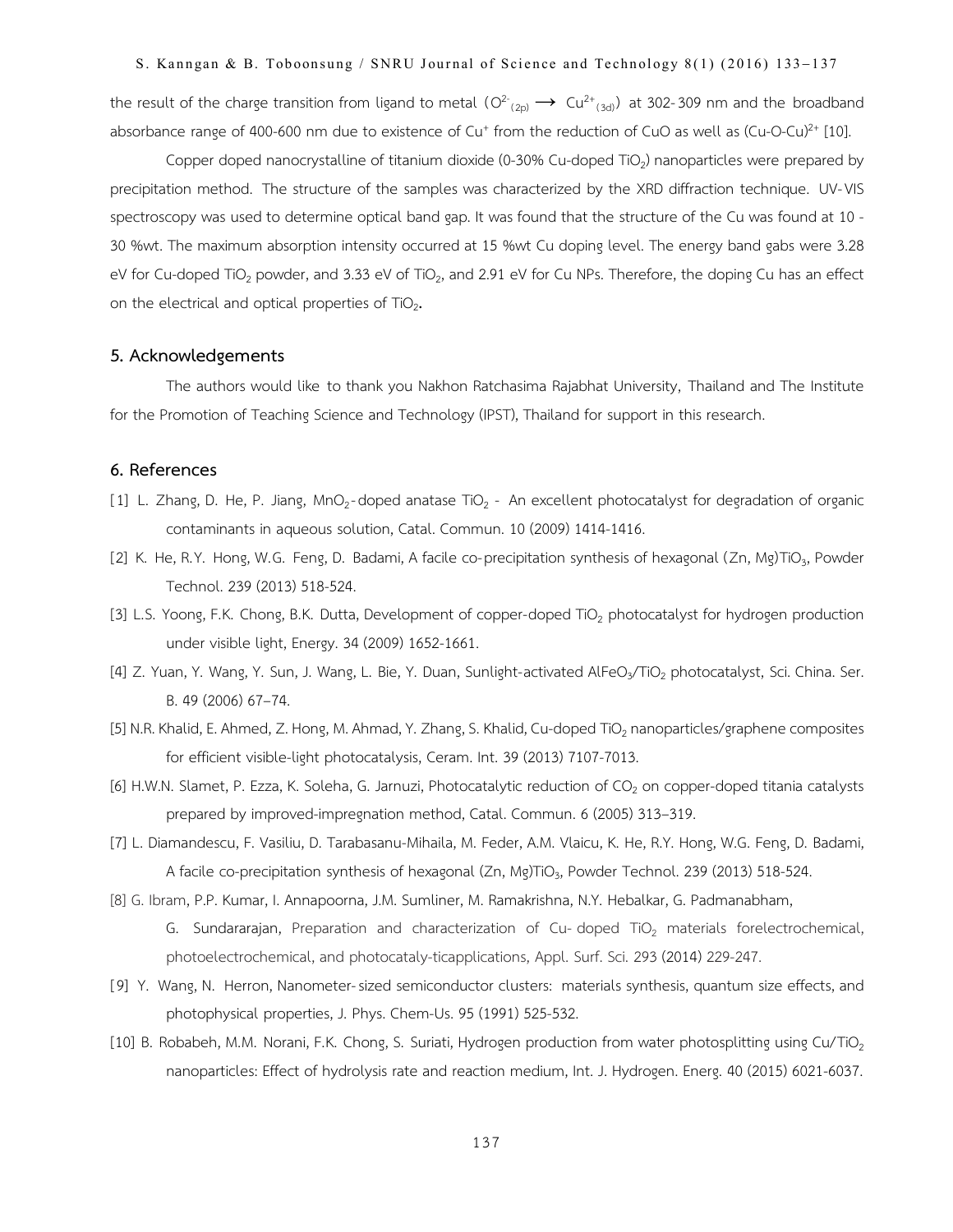the result of the charge transition from ligand to metal ($O^{2-}{}_{(2p)} \longrightarrow Cu^{2+}{}_{(3d)}$) at 302-309 nm and the broadband absorbance range of 400-600 nm due to existence of $Cu^{+}$ from the reduction of CuO as well as $(Cu\text{-}O\text{-}Cu)^{2+}$ [10].

Copper doped nanocrystalline of titanium dioxide (0-30% Cu-doped $TiO_2$) nanoparticles were prepared by precipitation method. The structure of the samples was characterized by the XRD diffraction technique. UV-VIS spectroscopy was used to determine optical band gap. It was found that the structure of the Cu was found at 10 - 30 %wt. The maximum absorption intensity occurred at 15 %wt Cu doping level. The energy band gabs were 3.28 eV for Cu-doped $TiO_2$ powder, and 3.33 eV of $TiO_2$, and 2.91 eV for Cu NPs. Therefore, the doping Cu has an effect on the electrical and optical properties of $TiO_2$.

## 5. Acknowledgements

The authors would like to thank you Nakhon Ratchasima Rajabhat University, Thailand and The Institute for the Promotion of Teaching Science and Technology (IPST), Thailand for support in this research.

## 6. References

[1] L. Zhang, D. He, P. Jiang, $MnO_2$-doped anatase $TiO_2$ - An excellent photocatalyst for degradation of organic contaminants in aqueous solution, Catal. Commun. 10 (2009) 1414-1416.

[2] K. He, R.Y. Hong, W.G. Feng, D. Badami, A facile co-precipitation synthesis of hexagonal (Zn, Mg)$TiO_3$, Powder Technol. 239 (2013) 518-524.

[3] L.S. Yoong, F.K. Chong, B.K. Dutta, Development of copper-doped $TiO_2$ photocatalyst for hydrogen production under visible light, Energy. 34 (2009) 1652-1661.

[4] Z. Yuan, Y. Wang, Y. Sun, J. Wang, L. Bie, Y. Duan, Sunlight-activated $AlFeO_3/TiO_2$ photocatalyst, Sci. China. Ser. B. 49 (2006) 67–74.

[5] N.R. Khalid, E. Ahmed, Z. Hong, M. Ahmad, Y. Zhang, S. Khalid, Cu-doped $TiO_2$ nanoparticles/graphene composites for efficient visible-light photocatalysis, Ceram. Int. 39 (2013) 7107-7013.

[6] H.W.N. Slamet, P. Ezza, K. Soleha, G. Jarnuzi, Photocatalytic reduction of $CO_2$ on copper-doped titania catalysts prepared by improved-impregnation method, Catal. Commun. 6 (2005) 313–319.

[7] L. Diamandescu, F. Vasiliu, D. Tarabasanu-Mihaila, M. Feder, A.M. Vlaicu, K. He, R.Y. Hong, W.G. Feng, D. Badami, A facile co-precipitation synthesis of hexagonal (Zn, Mg)$TiO_3$, Powder Technol. 239 (2013) 518-524.

[8] G. Ibram, P.P. Kumar, I. Annapoorna, J.M. Sumliner, M. Ramakrishna, N.Y. Hebalkar, G. Padmanabham, G. Sundararajan, Preparation and characterization of Cu-doped $TiO_2$ materials forelectrochemical, photoelectrochemical, and photocataly-ticapplications, Appl. Surf. Sci. 293 (2014) 229-247.

[9] Y. Wang, N. Herron, Nanometer-sized semiconductor clusters: materials synthesis, quantum size effects, and photophysical properties, J. Phys. Chem-Us. 95 (1991) 525-532.

[10] B. Robabeh, M.M. Norani, F.K. Chong, S. Suriati, Hydrogen production from water photosplitting using $Cu/TiO_2$ nanoparticles: Effect of hydrolysis rate and reaction medium, Int. J. Hydrogen. Energ. 40 (2015) 6021-6037.